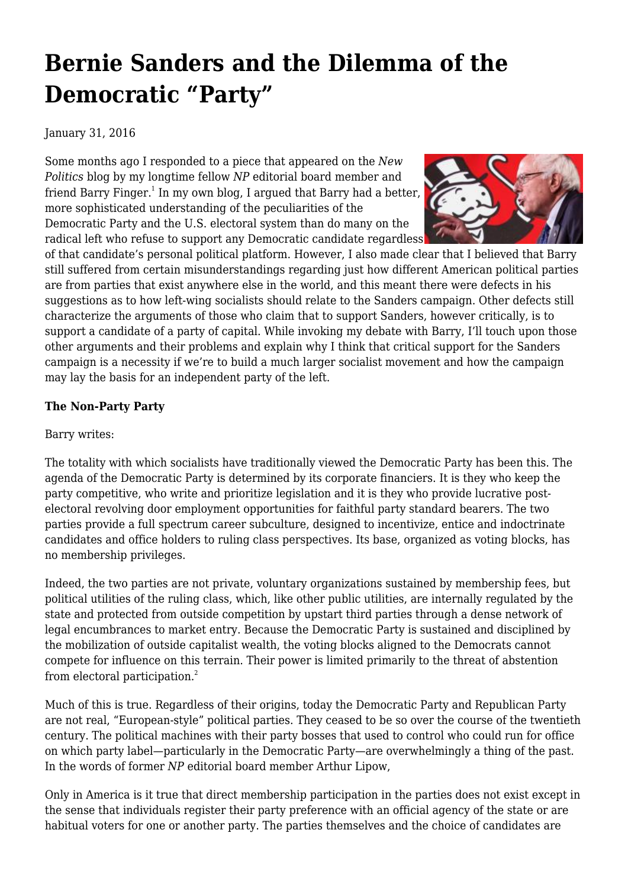# Bernie Sanders and the Dilemma of the Democratic "Party"

January 31, 2016

Some months ago I responded to a piece that appeared on the *New Politics* blog by my longtime fellow *NP* editorial board member and friend Barry Finger.[1] In my own blog, I argued that Barry had a better, more sophisticated understanding of the peculiarities of the Democratic Party and the U.S. electoral system than do many on the radical left who refuse to support any Democratic candidate regardless of that candidate's personal political platform. However, I also made clear that I believed that Barry still suffered from certain misunderstandings regarding just how different American political parties are from parties that exist anywhere else in the world, and this meant there were defects in his suggestions as to how left-wing socialists should relate to the Sanders campaign. Other defects still characterize the arguments of those who claim that to support Sanders, however critically, is to support a candidate of a party of capital. While invoking my debate with Barry, I'll touch upon those other arguments and their problems and explain why I think that critical support for the Sanders campaign is a necessity if we're to build a much larger socialist movement and how the campaign may lay the basis for an independent party of the left.

**The Non-Party Party**

Barry writes:

The totality with which socialists have traditionally viewed the Democratic Party has been this. The agenda of the Democratic Party is determined by its corporate financiers. It is they who keep the party competitive, who write and prioritize legislation and it is they who provide lucrative post-electoral revolving door employment opportunities for faithful party standard bearers. The two parties provide a full spectrum career subculture, designed to incentivize, entice and indoctrinate candidates and office holders to ruling class perspectives. Its base, organized as voting blocks, has no membership privileges.

Indeed, the two parties are not private, voluntary organizations sustained by membership fees, but political utilities of the ruling class, which, like other public utilities, are internally regulated by the state and protected from outside competition by upstart third parties through a dense network of legal encumbrances to market entry. Because the Democratic Party is sustained and disciplined by the mobilization of outside capitalist wealth, the voting blocks aligned to the Democrats cannot compete for influence on this terrain. Their power is limited primarily to the threat of abstention from electoral participation.[2]

Much of this is true. Regardless of their origins, today the Democratic Party and Republican Party are not real, "European-style" political parties. They ceased to be so over the course of the twentieth century. The political machines with their party bosses that used to control who could run for office on which party label—particularly in the Democratic Party—are overwhelmingly a thing of the past. In the words of former *NP* editorial board member Arthur Lipow,

Only in America is it true that direct membership participation in the parties does not exist except in the sense that individuals register their party preference with an official agency of the state or are habitual voters for one or another party. The parties themselves and the choice of candidates are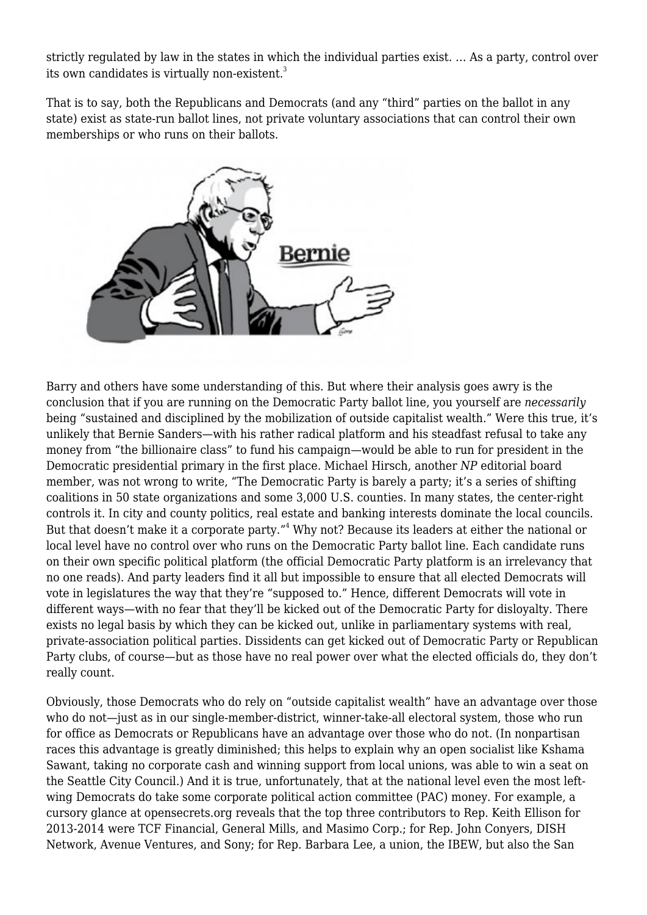strictly regulated by law in the states in which the individual parties exist. … As a party, control over its own candidates is virtually non-existent.[3]

That is to say, both the Republicans and Democrats (and any "third" parties on the ballot in any state) exist as state-run ballot lines, not private voluntary associations that can control their own memberships or who runs on their ballots.

Barry and others have some understanding of this. But where their analysis goes awry is the conclusion that if you are running on the Democratic Party ballot line, you yourself are *necessarily* being "sustained and disciplined by the mobilization of outside capitalist wealth." Were this true, it's unlikely that Bernie Sanders—with his rather radical platform and his steadfast refusal to take any money from "the billionaire class" to fund his campaign—would be able to run for president in the Democratic presidential primary in the first place. Michael Hirsch, another *NP* editorial board member, was not wrong to write, "The Democratic Party is barely a party; it's a series of shifting coalitions in 50 state organizations and some 3,000 U.S. counties. In many states, the center-right controls it. In city and county politics, real estate and banking interests dominate the local councils. But that doesn't make it a corporate party."[4] Why not? Because its leaders at either the national or local level have no control over who runs on the Democratic Party ballot line. Each candidate runs on their own specific political platform (the official Democratic Party platform is an irrelevancy that no one reads). And party leaders find it all but impossible to ensure that all elected Democrats will vote in legislatures the way that they're "supposed to." Hence, different Democrats will vote in different ways—with no fear that they'll be kicked out of the Democratic Party for disloyalty. There exists no legal basis by which they can be kicked out, unlike in parliamentary systems with real, private-association political parties. Dissidents can get kicked out of Democratic Party or Republican Party clubs, of course—but as those have no real power over what the elected officials do, they don't really count.

Obviously, those Democrats who do rely on "outside capitalist wealth" have an advantage over those who do not—just as in our single-member-district, winner-take-all electoral system, those who run for office as Democrats or Republicans have an advantage over those who do not. (In nonpartisan races this advantage is greatly diminished; this helps to explain why an open socialist like Kshama Sawant, taking no corporate cash and winning support from local unions, was able to win a seat on the Seattle City Council.) And it is true, unfortunately, that at the national level even the most left-wing Democrats do take some corporate political action committee (PAC) money. For example, a cursory glance at opensecrets.org reveals that the top three contributors to Rep. Keith Ellison for 2013-2014 were TCF Financial, General Mills, and Masimo Corp.; for Rep. John Conyers, DISH Network, Avenue Ventures, and Sony; for Rep. Barbara Lee, a union, the IBEW, but also the San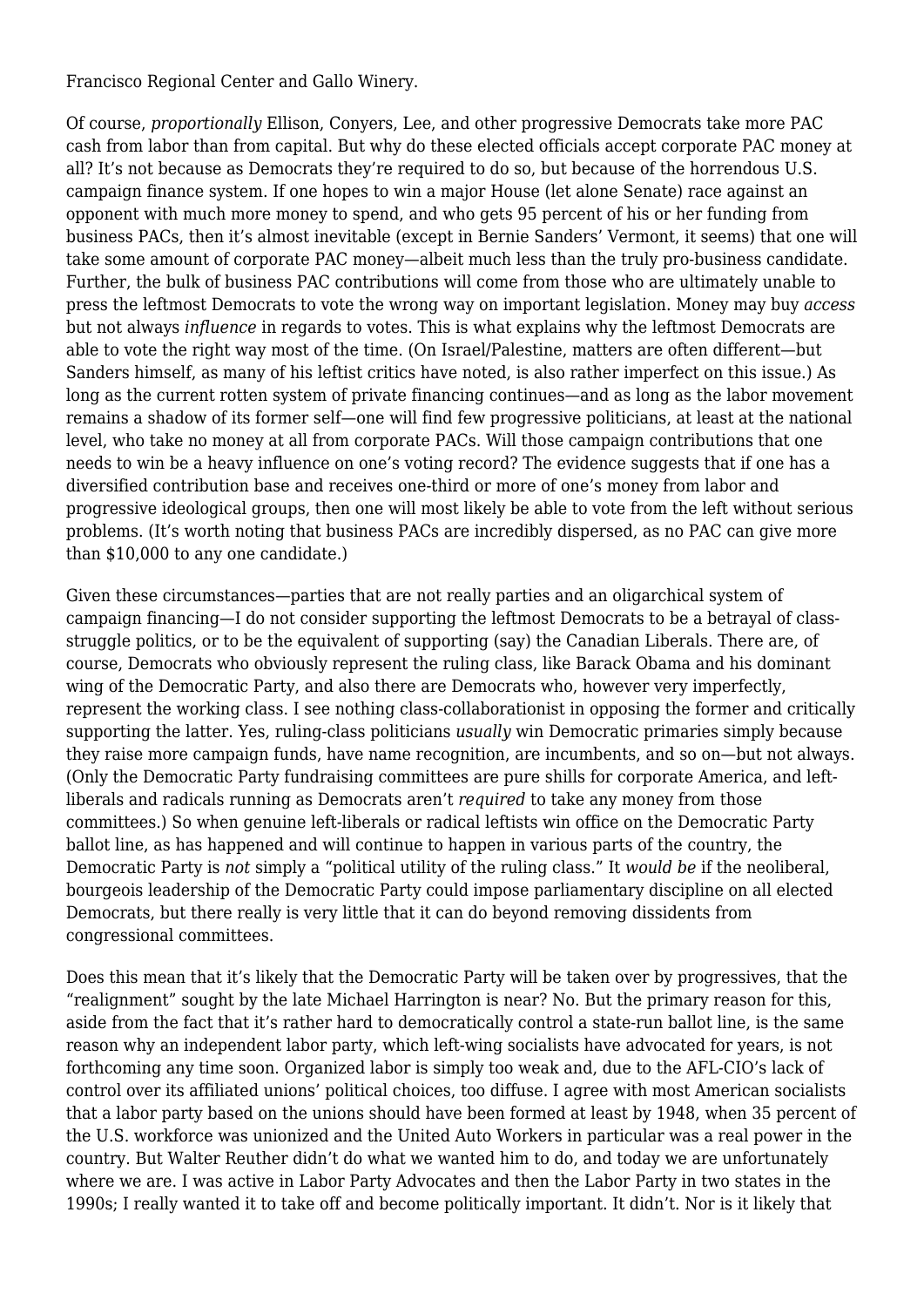Francisco Regional Center and Gallo Winery.

Of course, *proportionally* Ellison, Conyers, Lee, and other progressive Democrats take more PAC cash from labor than from capital. But why do these elected officials accept corporate PAC money at all? It's not because as Democrats they're required to do so, but because of the horrendous U.S. campaign finance system. If one hopes to win a major House (let alone Senate) race against an opponent with much more money to spend, and who gets 95 percent of his or her funding from business PACs, then it's almost inevitable (except in Bernie Sanders' Vermont, it seems) that one will take some amount of corporate PAC money—albeit much less than the truly pro-business candidate. Further, the bulk of business PAC contributions will come from those who are ultimately unable to press the leftmost Democrats to vote the wrong way on important legislation. Money may buy *access* but not always *influence* in regards to votes. This is what explains why the leftmost Democrats are able to vote the right way most of the time. (On Israel/Palestine, matters are often different—but Sanders himself, as many of his leftist critics have noted, is also rather imperfect on this issue.) As long as the current rotten system of private financing continues—and as long as the labor movement remains a shadow of its former self—one will find few progressive politicians, at least at the national level, who take no money at all from corporate PACs. Will those campaign contributions that one needs to win be a heavy influence on one's voting record? The evidence suggests that if one has a diversified contribution base and receives one-third or more of one's money from labor and progressive ideological groups, then one will most likely be able to vote from the left without serious problems. (It's worth noting that business PACs are incredibly dispersed, as no PAC can give more than $10,000 to any one candidate.)

Given these circumstances—parties that are not really parties and an oligarchical system of campaign financing—I do not consider supporting the leftmost Democrats to be a betrayal of class-struggle politics, or to be the equivalent of supporting (say) the Canadian Liberals. There are, of course, Democrats who obviously represent the ruling class, like Barack Obama and his dominant wing of the Democratic Party, and also there are Democrats who, however very imperfectly, represent the working class. I see nothing class-collaborationist in opposing the former and critically supporting the latter. Yes, ruling-class politicians *usually* win Democratic primaries simply because they raise more campaign funds, have name recognition, are incumbents, and so on—but not always. (Only the Democratic Party fundraising committees are pure shills for corporate America, and left-liberals and radicals running as Democrats aren't *required* to take any money from those committees.) So when genuine left-liberals or radical leftists win office on the Democratic Party ballot line, as has happened and will continue to happen in various parts of the country, the Democratic Party is *not* simply a "political utility of the ruling class." It *would be* if the neoliberal, bourgeois leadership of the Democratic Party could impose parliamentary discipline on all elected Democrats, but there really is very little that it can do beyond removing dissidents from congressional committees.

Does this mean that it's likely that the Democratic Party will be taken over by progressives, that the "realignment" sought by the late Michael Harrington is near? No. But the primary reason for this, aside from the fact that it's rather hard to democratically control a state-run ballot line, is the same reason why an independent labor party, which left-wing socialists have advocated for years, is not forthcoming any time soon. Organized labor is simply too weak and, due to the AFL-CIO's lack of control over its affiliated unions' political choices, too diffuse. I agree with most American socialists that a labor party based on the unions should have been formed at least by 1948, when 35 percent of the U.S. workforce was unionized and the United Auto Workers in particular was a real power in the country. But Walter Reuther didn't do what we wanted him to do, and today we are unfortunately where we are. I was active in Labor Party Advocates and then the Labor Party in two states in the 1990s; I really wanted it to take off and become politically important. It didn't. Nor is it likely that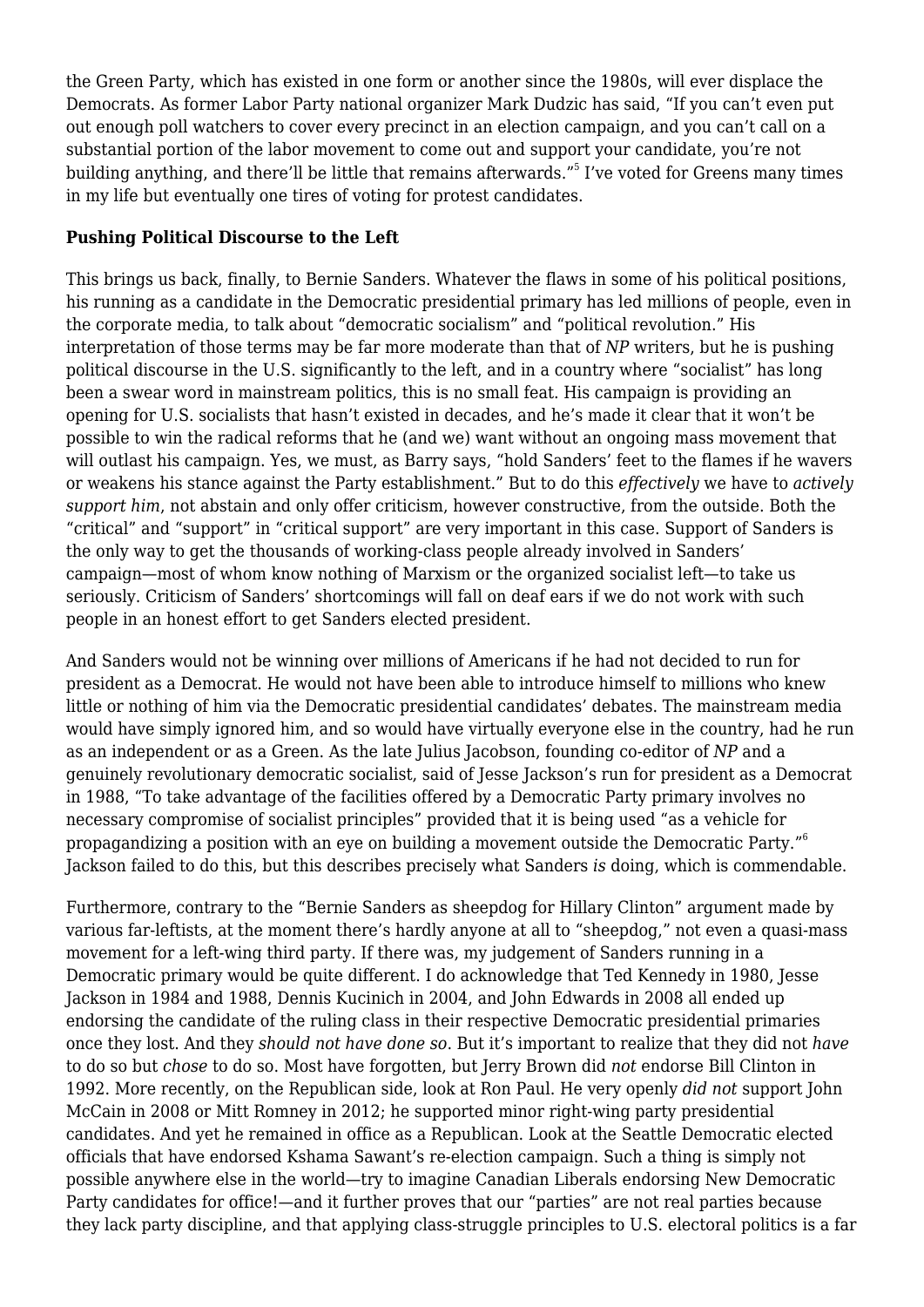the Green Party, which has existed in one form or another since the 1980s, will ever displace the Democrats. As former Labor Party national organizer Mark Dudzic has said, "If you can't even put out enough poll watchers to cover every precinct in an election campaign, and you can't call on a substantial portion of the labor movement to come out and support your candidate, you're not building anything, and there'll be little that remains afterwards."[5] I've voted for Greens many times in my life but eventually one tires of voting for protest candidates.

**Pushing Political Discourse to the Left**

This brings us back, finally, to Bernie Sanders. Whatever the flaws in some of his political positions, his running as a candidate in the Democratic presidential primary has led millions of people, even in the corporate media, to talk about "democratic socialism" and "political revolution." His interpretation of those terms may be far more moderate than that of *NP* writers, but he is pushing political discourse in the U.S. significantly to the left, and in a country where "socialist" has long been a swear word in mainstream politics, this is no small feat. His campaign is providing an opening for U.S. socialists that hasn't existed in decades, and he's made it clear that it won't be possible to win the radical reforms that he (and we) want without an ongoing mass movement that will outlast his campaign. Yes, we must, as Barry says, "hold Sanders' feet to the flames if he wavers or weakens his stance against the Party establishment." But to do this *effectively* we have to *actively support him*, not abstain and only offer criticism, however constructive, from the outside. Both the "critical" and "support" in "critical support" are very important in this case. Support of Sanders is the only way to get the thousands of working-class people already involved in Sanders' campaign—most of whom know nothing of Marxism or the organized socialist left—to take us seriously. Criticism of Sanders' shortcomings will fall on deaf ears if we do not work with such people in an honest effort to get Sanders elected president.

And Sanders would not be winning over millions of Americans if he had not decided to run for president as a Democrat. He would not have been able to introduce himself to millions who knew little or nothing of him via the Democratic presidential candidates' debates. The mainstream media would have simply ignored him, and so would have virtually everyone else in the country, had he run as an independent or as a Green. As the late Julius Jacobson, founding co-editor of *NP* and a genuinely revolutionary democratic socialist, said of Jesse Jackson's run for president as a Democrat in 1988, "To take advantage of the facilities offered by a Democratic Party primary involves no necessary compromise of socialist principles" provided that it is being used "as a vehicle for propagandizing a position with an eye on building a movement outside the Democratic Party."[6] Jackson failed to do this, but this describes precisely what Sanders *is* doing, which is commendable.

Furthermore, contrary to the "Bernie Sanders as sheepdog for Hillary Clinton" argument made by various far-leftists, at the moment there's hardly anyone at all to "sheepdog," not even a quasi-mass movement for a left-wing third party. If there was, my judgement of Sanders running in a Democratic primary would be quite different. I do acknowledge that Ted Kennedy in 1980, Jesse Jackson in 1984 and 1988, Dennis Kucinich in 2004, and John Edwards in 2008 all ended up endorsing the candidate of the ruling class in their respective Democratic presidential primaries once they lost. And they *should not have done so*. But it's important to realize that they did not *have* to do so but *chose* to do so. Most have forgotten, but Jerry Brown did *not* endorse Bill Clinton in 1992. More recently, on the Republican side, look at Ron Paul. He very openly *did not* support John McCain in 2008 or Mitt Romney in 2012; he supported minor right-wing party presidential candidates. And yet he remained in office as a Republican. Look at the Seattle Democratic elected officials that have endorsed Kshama Sawant's re-election campaign. Such a thing is simply not possible anywhere else in the world—try to imagine Canadian Liberals endorsing New Democratic Party candidates for office!—and it further proves that our "parties" are not real parties because they lack party discipline, and that applying class-struggle principles to U.S. electoral politics is a far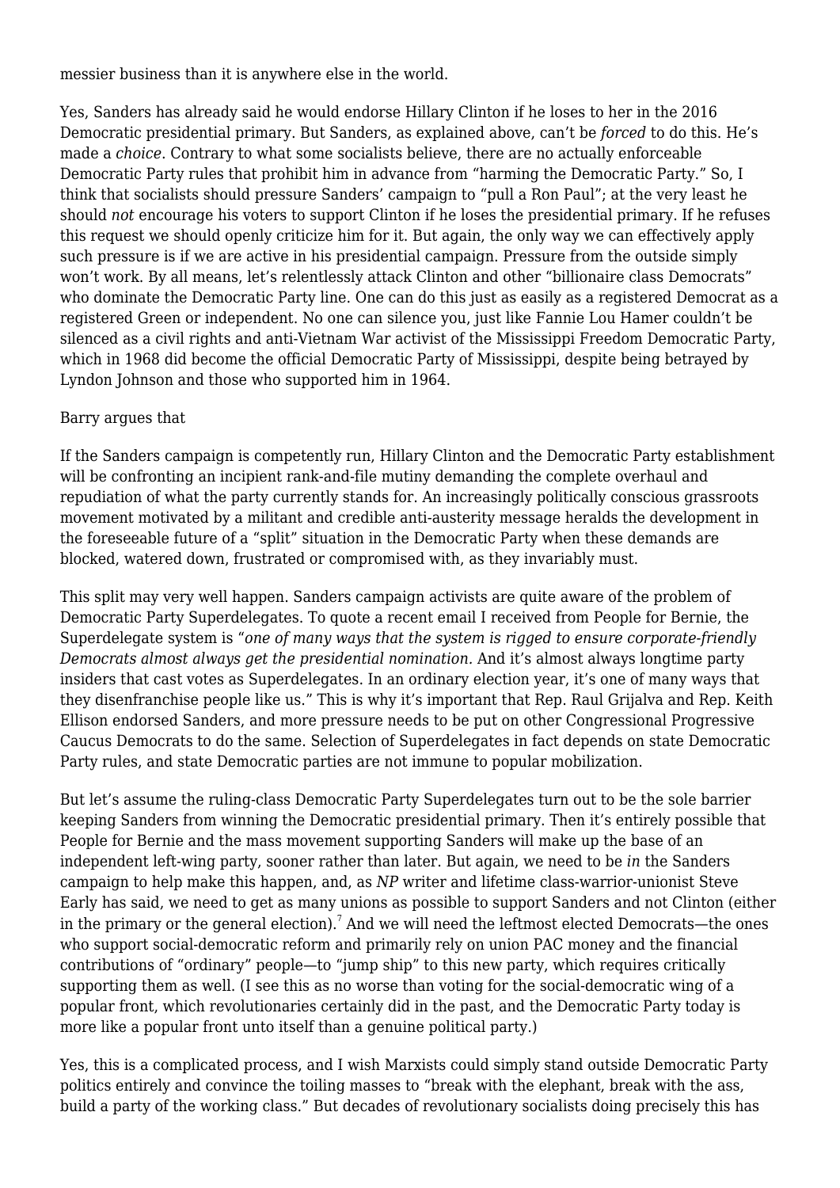messier business than it is anywhere else in the world.

Yes, Sanders has already said he would endorse Hillary Clinton if he loses to her in the 2016 Democratic presidential primary. But Sanders, as explained above, can't be *forced* to do this. He's made a *choice*. Contrary to what some socialists believe, there are no actually enforceable Democratic Party rules that prohibit him in advance from "harming the Democratic Party." So, I think that socialists should pressure Sanders' campaign to "pull a Ron Paul"; at the very least he should *not* encourage his voters to support Clinton if he loses the presidential primary. If he refuses this request we should openly criticize him for it. But again, the only way we can effectively apply such pressure is if we are active in his presidential campaign. Pressure from the outside simply won't work. By all means, let's relentlessly attack Clinton and other "billionaire class Democrats" who dominate the Democratic Party line. One can do this just as easily as a registered Democrat as a registered Green or independent. No one can silence you, just like Fannie Lou Hamer couldn't be silenced as a civil rights and anti-Vietnam War activist of the Mississippi Freedom Democratic Party, which in 1968 did become the official Democratic Party of Mississippi, despite being betrayed by Lyndon Johnson and those who supported him in 1964.

Barry argues that

If the Sanders campaign is competently run, Hillary Clinton and the Democratic Party establishment will be confronting an incipient rank-and-file mutiny demanding the complete overhaul and repudiation of what the party currently stands for. An increasingly politically conscious grassroots movement motivated by a militant and credible anti-austerity message heralds the development in the foreseeable future of a "split" situation in the Democratic Party when these demands are blocked, watered down, frustrated or compromised with, as they invariably must.

This split may very well happen. Sanders campaign activists are quite aware of the problem of Democratic Party Superdelegates. To quote a recent email I received from People for Bernie, the Superdelegate system is "*one of many ways that the system is rigged to ensure corporate-friendly Democrats almost always get the presidential nomination.* And it's almost always longtime party insiders that cast votes as Superdelegates. In an ordinary election year, it's one of many ways that they disenfranchise people like us." This is why it's important that Rep. Raul Grijalva and Rep. Keith Ellison endorsed Sanders, and more pressure needs to be put on other Congressional Progressive Caucus Democrats to do the same. Selection of Superdelegates in fact depends on state Democratic Party rules, and state Democratic parties are not immune to popular mobilization.

But let's assume the ruling-class Democratic Party Superdelegates turn out to be the sole barrier keeping Sanders from winning the Democratic presidential primary. Then it's entirely possible that People for Bernie and the mass movement supporting Sanders will make up the base of an independent left-wing party, sooner rather than later. But again, we need to be *in* the Sanders campaign to help make this happen, and, as *NP* writer and lifetime class-warrior-unionist Steve Early has said, we need to get as many unions as possible to support Sanders and not Clinton (either in the primary or the general election).[7] And we will need the leftmost elected Democrats—the ones who support social-democratic reform and primarily rely on union PAC money and the financial contributions of "ordinary" people—to "jump ship" to this new party, which requires critically supporting them as well. (I see this as no worse than voting for the social-democratic wing of a popular front, which revolutionaries certainly did in the past, and the Democratic Party today is more like a popular front unto itself than a genuine political party.)

Yes, this is a complicated process, and I wish Marxists could simply stand outside Democratic Party politics entirely and convince the toiling masses to "break with the elephant, break with the ass, build a party of the working class." But decades of revolutionary socialists doing precisely this has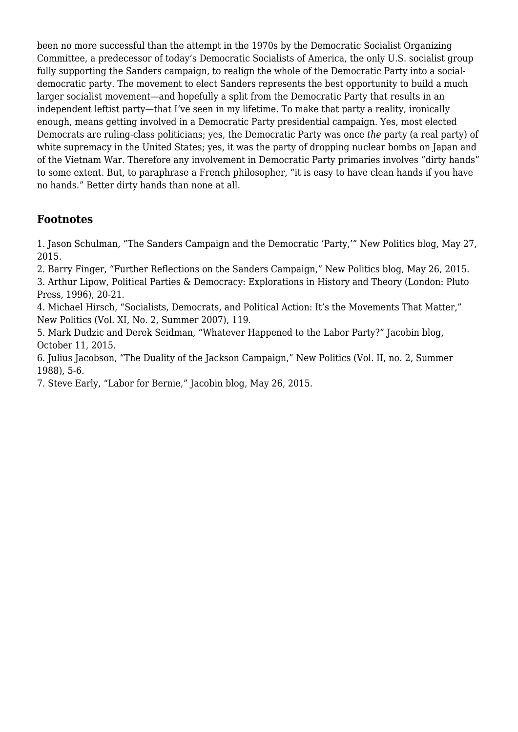been no more successful than the attempt in the 1970s by the Democratic Socialist Organizing Committee, a predecessor of today's Democratic Socialists of America, the only U.S. socialist group fully supporting the Sanders campaign, to realign the whole of the Democratic Party into a social-democratic party. The movement to elect Sanders represents the best opportunity to build a much larger socialist movement—and hopefully a split from the Democratic Party that results in an independent leftist party—that I've seen in my lifetime. To make that party a reality, ironically enough, means getting involved in a Democratic Party presidential campaign. Yes, most elected Democrats are ruling-class politicians; yes, the Democratic Party was once *the* party (a real party) of white supremacy in the United States; yes, it was the party of dropping nuclear bombs on Japan and of the Vietnam War. Therefore any involvement in Democratic Party primaries involves "dirty hands" to some extent. But, to paraphrase a French philosopher, "it is easy to have clean hands if you have no hands." Better dirty hands than none at all.

## Footnotes

1. Jason Schulman, "The Sanders Campaign and the Democratic 'Party,'" New Politics blog, May 27, 2015.
2. Barry Finger, "Further Reflections on the Sanders Campaign," New Politics blog, May 26, 2015.
3. Arthur Lipow, Political Parties & Democracy: Explorations in History and Theory (London: Pluto Press, 1996), 20-21.
4. Michael Hirsch, "Socialists, Democrats, and Political Action: It's the Movements That Matter," New Politics (Vol. XI, No. 2, Summer 2007), 119.
5. Mark Dudzic and Derek Seidman, "Whatever Happened to the Labor Party?" Jacobin blog, October 11, 2015.
6. Julius Jacobson, "The Duality of the Jackson Campaign," New Politics (Vol. II, no. 2, Summer 1988), 5-6.
7. Steve Early, "Labor for Bernie," Jacobin blog, May 26, 2015.